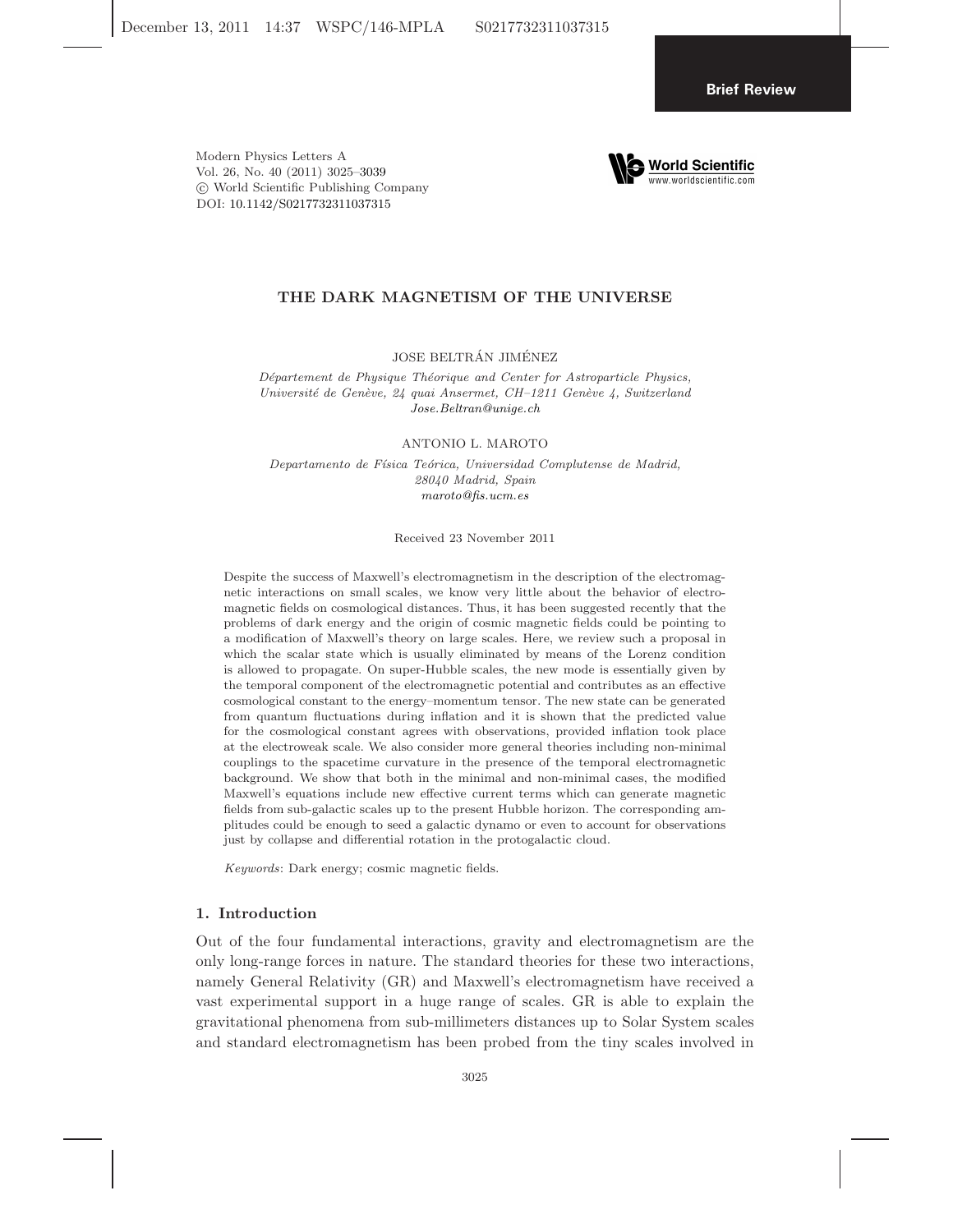Brief Review

# THE DARK MAGNETISM OF THE UNIVERSE

JOSE BELTRÁN JIMÉNEZ

*Département de Physique Théorique and Center for Astroparticle Physics, Université de Genève, 24 quai Ansermet, CH–1211 Genève 4, Switzerland*
*Jose.Beltran@unige.ch*

ANTONIO L. MAROTO

*Departamento de Física Teórica, Universidad Complutense de Madrid, 28040 Madrid, Spain*
*maroto@fis.ucm.es*

Received 23 November 2011

Despite the success of Maxwell's electromagnetism in the description of the electromagnetic interactions on small scales, we know very little about the behavior of electromagnetic fields on cosmological distances. Thus, it has been suggested recently that the problems of dark energy and the origin of cosmic magnetic fields could be pointing to a modification of Maxwell's theory on large scales. Here, we review such a proposal in which the scalar state which is usually eliminated by means of the Lorenz condition is allowed to propagate. On super-Hubble scales, the new mode is essentially given by the temporal component of the electromagnetic potential and contributes as an effective cosmological constant to the energy–momentum tensor. The new state can be generated from quantum fluctuations during inflation and it is shown that the predicted value for the cosmological constant agrees with observations, provided inflation took place at the electroweak scale. We also consider more general theories including non-minimal couplings to the spacetime curvature in the presence of the temporal electromagnetic background. We show that both in the minimal and non-minimal cases, the modified Maxwell's equations include new effective current terms which can generate magnetic fields from sub-galactic scales up to the present Hubble horizon. The corresponding amplitudes could be enough to seed a galactic dynamo or even to account for observations just by collapse and differential rotation in the protogalactic cloud.

*Keywords*: Dark energy; cosmic magnetic fields.

## 1. Introduction

Out of the four fundamental interactions, gravity and electromagnetism are the only long-range forces in nature. The standard theories for these two interactions, namely General Relativity (GR) and Maxwell's electromagnetism have received a vast experimental support in a huge range of scales. GR is able to explain the gravitational phenomena from sub-millimeters distances up to Solar System scales and standard electromagnetism has been probed from the tiny scales involved in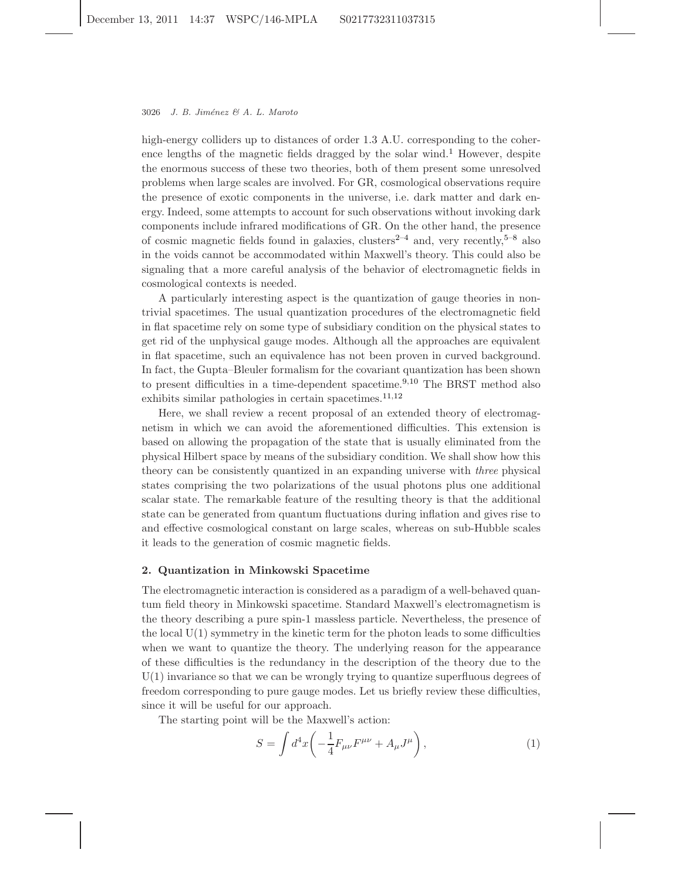high-energy colliders up to distances of order 1.3 A.U. corresponding to the coherence lengths of the magnetic fields dragged by the solar wind.[1] However, despite the enormous success of these two theories, both of them present some unresolved problems when large scales are involved. For GR, cosmological observations require the presence of exotic components in the universe, i.e. dark matter and dark energy. Indeed, some attempts to account for such observations without invoking dark components include infrared modifications of GR. On the other hand, the presence of cosmic magnetic fields found in galaxies, clusters[2–4] and, very recently,[5–8] also in the voids cannot be accommodated within Maxwell's theory. This could also be signaling that a more careful analysis of the behavior of electromagnetic fields in cosmological contexts is needed.

A particularly interesting aspect is the quantization of gauge theories in nontrivial spacetimes. The usual quantization procedures of the electromagnetic field in flat spacetime rely on some type of subsidiary condition on the physical states to get rid of the unphysical gauge modes. Although all the approaches are equivalent in flat spacetime, such an equivalence has not been proven in curved background. In fact, the Gupta–Bleuler formalism for the covariant quantization has been shown to present difficulties in a time-dependent spacetime.[9,10] The BRST method also exhibits similar pathologies in certain spacetimes.[11,12]

Here, we shall review a recent proposal of an extended theory of electromagnetism in which we can avoid the aforementioned difficulties. This extension is based on allowing the propagation of the state that is usually eliminated from the physical Hilbert space by means of the subsidiary condition. We shall show how this theory can be consistently quantized in an expanding universe with *three* physical states comprising the two polarizations of the usual photons plus one additional scalar state. The remarkable feature of the resulting theory is that the additional state can be generated from quantum fluctuations during inflation and gives rise to and effective cosmological constant on large scales, whereas on sub-Hubble scales it leads to the generation of cosmic magnetic fields.

## 2. Quantization in Minkowski Spacetime

The electromagnetic interaction is considered as a paradigm of a well-behaved quantum field theory in Minkowski spacetime. Standard Maxwell's electromagnetism is the theory describing a pure spin-1 massless particle. Nevertheless, the presence of the local U(1) symmetry in the kinetic term for the photon leads to some difficulties when we want to quantize the theory. The underlying reason for the appearance of these difficulties is the redundancy in the description of the theory due to the U(1) invariance so that we can be wrongly trying to quantize superfluous degrees of freedom corresponding to pure gauge modes. Let us briefly review these difficulties, since it will be useful for our approach.

The starting point will be the Maxwell's action:

$$S = \int d^4x \left( -\frac{1}{4} F_{\mu\nu} F^{\mu\nu} + A_\mu J^\mu \right), \tag{1}$$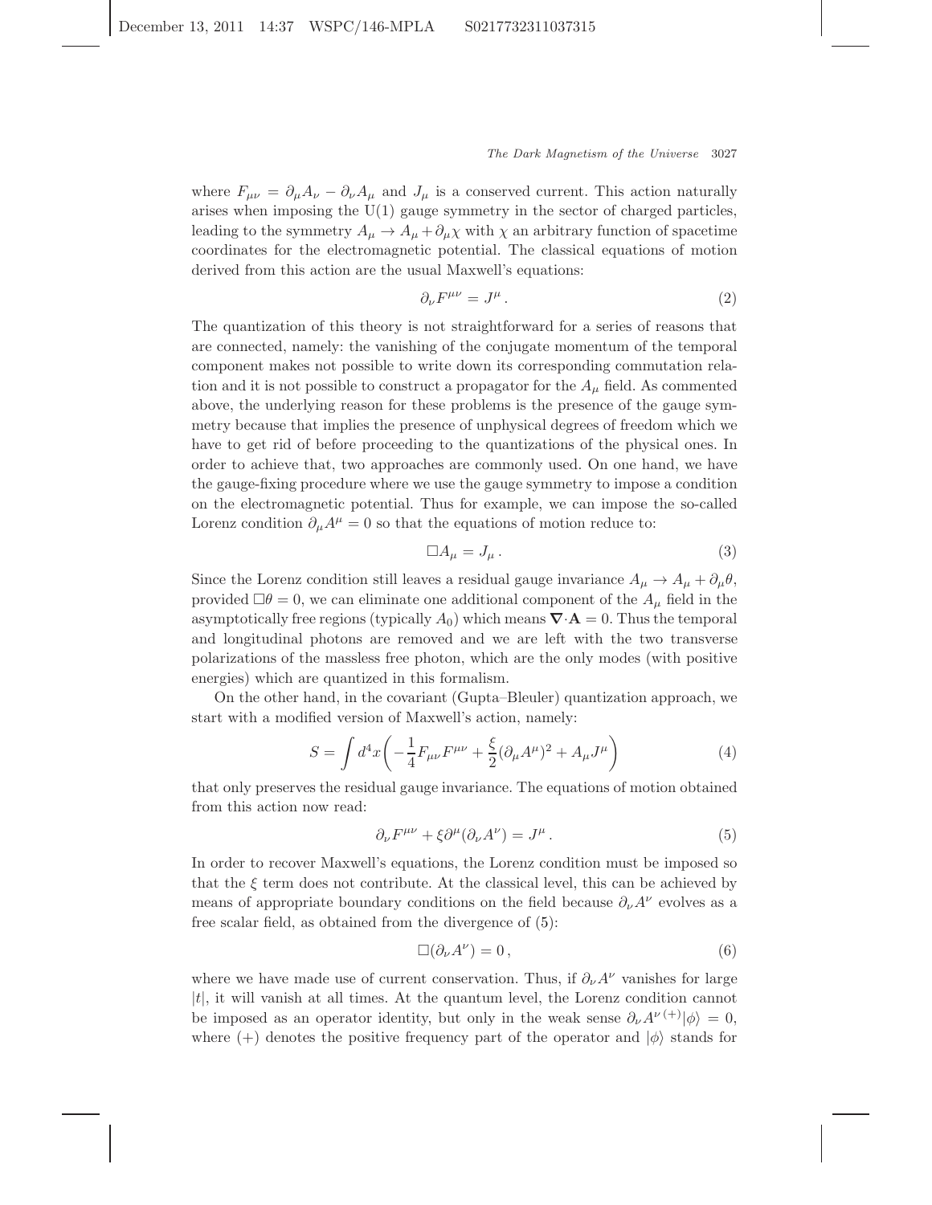where $F_{\mu\nu} = \partial_\mu A_\nu - \partial_\nu A_\mu$ and $J_\mu$ is a conserved current. This action naturally arises when imposing the U(1) gauge symmetry in the sector of charged particles, leading to the symmetry $A_\mu \to A_\mu + \partial_\mu \chi$ with $\chi$ an arbitrary function of spacetime coordinates for the electromagnetic potential. The classical equations of motion derived from this action are the usual Maxwell's equations:

$$\partial_\nu F^{\mu\nu} = J^\mu \,. \tag{2}$$

The quantization of this theory is not straightforward for a series of reasons that are connected, namely: the vanishing of the conjugate momentum of the temporal component makes not possible to write down its corresponding commutation relation and it is not possible to construct a propagator for the $A_\mu$ field. As commented above, the underlying reason for these problems is the presence of the gauge symmetry because that implies the presence of unphysical degrees of freedom which we have to get rid of before proceeding to the quantizations of the physical ones. In order to achieve that, two approaches are commonly used. On one hand, we have the gauge-fixing procedure where we use the gauge symmetry to impose a condition on the electromagnetic potential. Thus for example, we can impose the so-called Lorenz condition $\partial_\mu A^\mu = 0$ so that the equations of motion reduce to:

$$\Box A_\mu = J_\mu \,. \tag{3}$$

Since the Lorenz condition still leaves a residual gauge invariance $A_\mu \to A_\mu + \partial_\mu \theta$, provided $\Box \theta = 0$, we can eliminate one additional component of the $A_\mu$ field in the asymptotically free regions (typically $A_0$) which means $\boldsymbol{\nabla} \cdot \mathbf{A} = 0$. Thus the temporal and longitudinal photons are removed and we are left with the two transverse polarizations of the massless free photon, which are the only modes (with positive energies) which are quantized in this formalism.

On the other hand, in the covariant (Gupta–Bleuler) quantization approach, we start with a modified version of Maxwell's action, namely:

$$S = \int d^4x \left( -\frac{1}{4} F_{\mu\nu} F^{\mu\nu} + \frac{\xi}{2} (\partial_\mu A^\mu)^2 + A_\mu J^\mu \right) \tag{4}$$

that only preserves the residual gauge invariance. The equations of motion obtained from this action now read:

$$\partial_\nu F^{\mu\nu} + \xi \partial^\mu (\partial_\nu A^\nu) = J^\mu \,. \tag{5}$$

In order to recover Maxwell's equations, the Lorenz condition must be imposed so that the $\xi$ term does not contribute. At the classical level, this can be achieved by means of appropriate boundary conditions on the field because $\partial_\nu A^\nu$ evolves as a free scalar field, as obtained from the divergence of (5):

$$\Box (\partial_\nu A^\nu) = 0 \,, \tag{6}$$

where we have made use of current conservation. Thus, if $\partial_\nu A^\nu$ vanishes for large $|t|$, it will vanish at all times. At the quantum level, the Lorenz condition cannot be imposed as an operator identity, but only in the weak sense $\partial_\nu A^{\nu\,(+)} |\phi\rangle = 0$, where $(+)$ denotes the positive frequency part of the operator and $|\phi\rangle$ stands for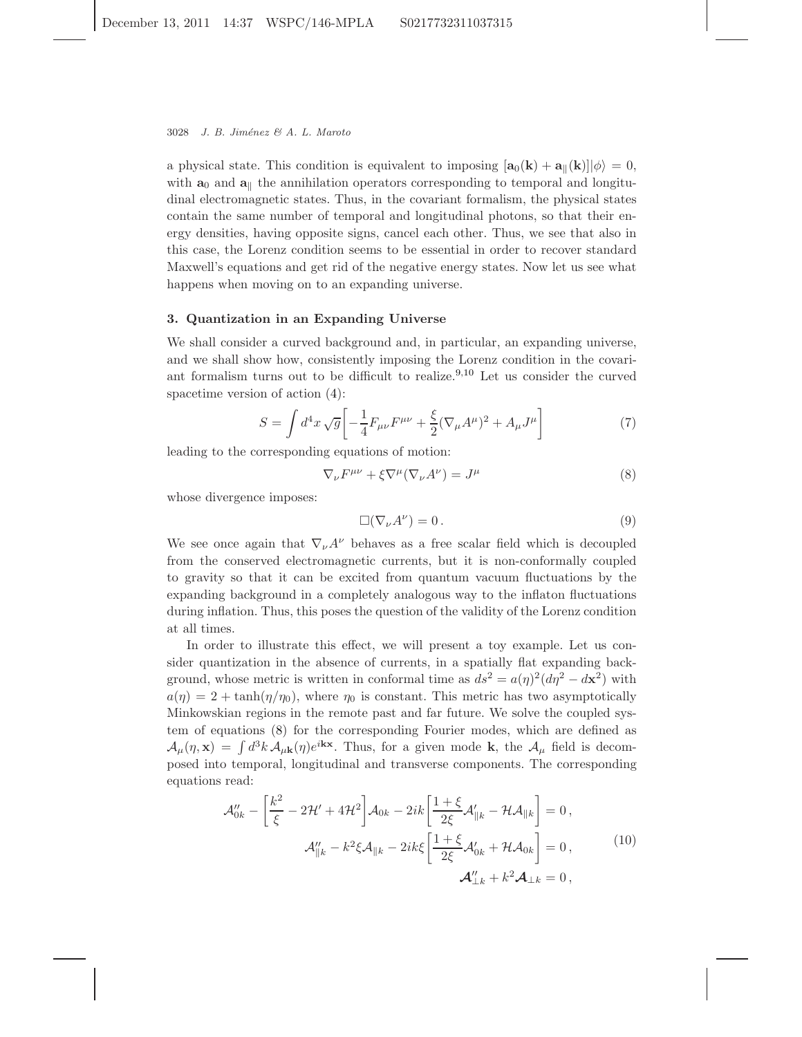a physical state. This condition is equivalent to imposing $[\mathbf{a}_0(\mathbf{k}) + \mathbf{a}_{\parallel}(\mathbf{k})]|\phi\rangle = 0$, with $\mathbf{a}_0$ and $\mathbf{a}_{\parallel}$ the annihilation operators corresponding to temporal and longitudinal electromagnetic states. Thus, in the covariant formalism, the physical states contain the same number of temporal and longitudinal photons, so that their energy densities, having opposite signs, cancel each other. Thus, we see that also in this case, the Lorenz condition seems to be essential in order to recover standard Maxwell's equations and get rid of the negative energy states. Now let us see what happens when moving on to an expanding universe.

## 3. Quantization in an Expanding Universe

We shall consider a curved background and, in particular, an expanding universe, and we shall show how, consistently imposing the Lorenz condition in the covariant formalism turns out to be difficult to realize.[9,10] Let us consider the curved spacetime version of action (4):

$$S = \int d^4x \sqrt{g}\left[-\frac{1}{4}F_{\mu\nu}F^{\mu\nu} + \frac{\xi}{2}(\nabla_\mu A^\mu)^2 + A_\mu J^\mu\right] \tag{7}$$

leading to the corresponding equations of motion:

$$\nabla_\nu F^{\mu\nu} + \xi \nabla^\mu(\nabla_\nu A^\nu) = J^\mu \tag{8}$$

whose divergence imposes:

$$\Box(\nabla_\nu A^\nu) = 0\,. \tag{9}$$

We see once again that $\nabla_\nu A^\nu$ behaves as a free scalar field which is decoupled from the conserved electromagnetic currents, but it is non-conformally coupled to gravity so that it can be excited from quantum vacuum fluctuations by the expanding background in a completely analogous way to the inflaton fluctuations during inflation. Thus, this poses the question of the validity of the Lorenz condition at all times.

In order to illustrate this effect, we will present a toy example. Let us consider quantization in the absence of currents, in a spatially flat expanding background, whose metric is written in conformal time as $ds^2 = a(\eta)^2(d\eta^2 - d\mathbf{x}^2)$ with $a(\eta) = 2 + \tanh(\eta/\eta_0)$, where $\eta_0$ is constant. This metric has two asymptotically Minkowskian regions in the remote past and far future. We solve the coupled system of equations (8) for the corresponding Fourier modes, which are defined as $\mathcal{A}_\mu(\eta, \mathbf{x}) = \int d^3k\, \mathcal{A}_{\mu\mathbf{k}}(\eta)e^{i\mathbf{kx}}$. Thus, for a given mode $\mathbf{k}$, the $\mathcal{A}_\mu$ field is decomposed into temporal, longitudinal and transverse components. The corresponding equations read:

$$\begin{aligned}
\mathcal{A}_{0k}'' - \left[\frac{k^2}{\xi} - 2\mathcal{H}' + 4\mathcal{H}^2\right]\mathcal{A}_{0k} - 2ik\left[\frac{1+\xi}{2\xi}\mathcal{A}_{\parallel k}' - \mathcal{H}\mathcal{A}_{\parallel k}\right] &= 0\,,\\
\mathcal{A}_{\parallel k}'' - k^2\xi\mathcal{A}_{\parallel k} - 2ik\xi\left[\frac{1+\xi}{2\xi}\mathcal{A}_{0k}' + \mathcal{H}\mathcal{A}_{0k}\right] &= 0\,,\\
\boldsymbol{\mathcal{A}}_{\perp k}'' + k^2\boldsymbol{\mathcal{A}}_{\perp k} &= 0\,,
\end{aligned} \tag{10}$$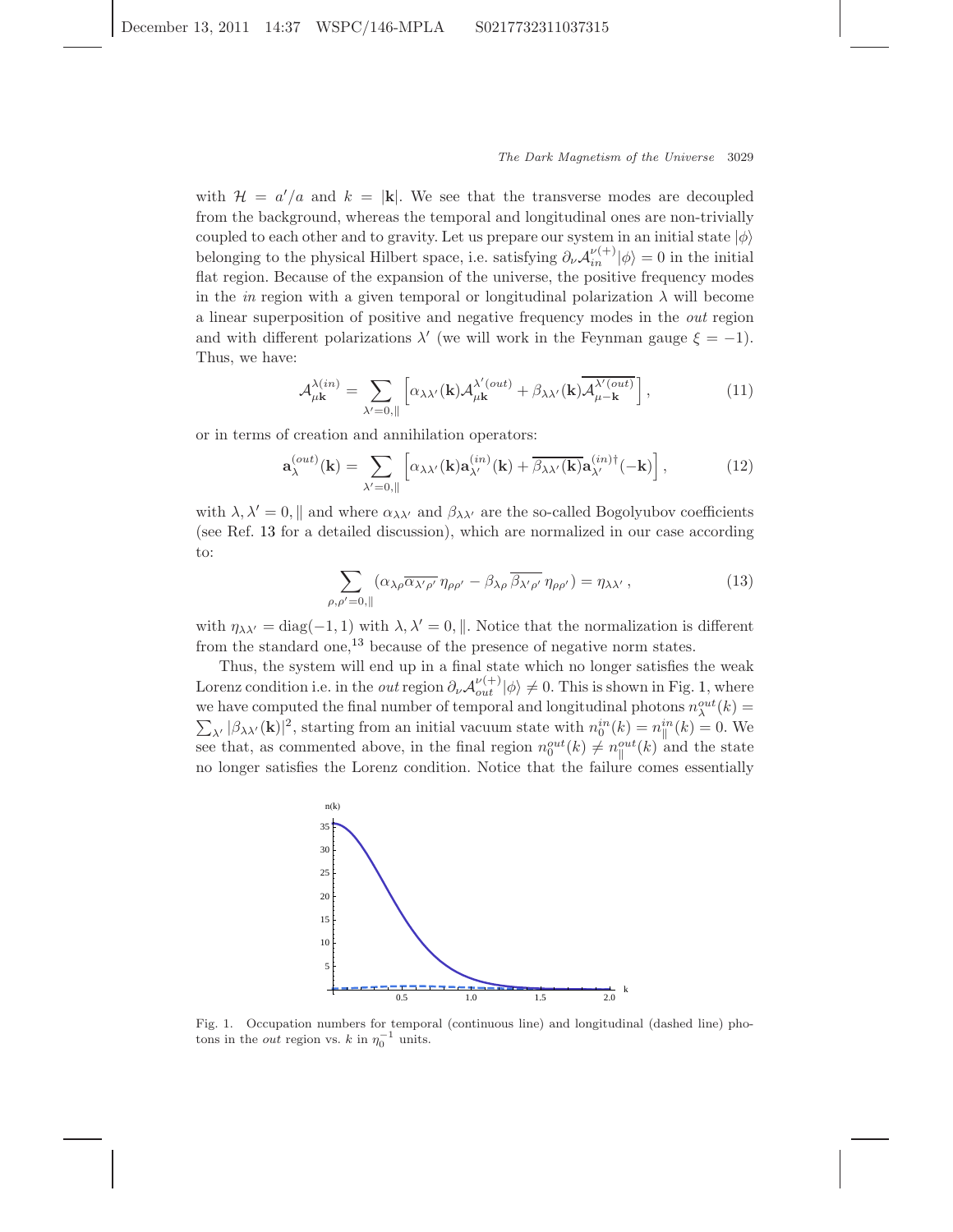with $\mathcal{H} = a'/a$ and $k = |\mathbf{k}|$. We see that the transverse modes are decoupled from the background, whereas the temporal and longitudinal ones are non-trivially coupled to each other and to gravity. Let us prepare our system in an initial state $|\phi\rangle$ belonging to the physical Hilbert space, i.e. satisfying $\partial_\nu \mathcal{A}_{in}^{\nu(+)}|\phi\rangle = 0$ in the initial flat region. Because of the expansion of the universe, the positive frequency modes in the *in* region with a given temporal or longitudinal polarization $\lambda$ will become a linear superposition of positive and negative frequency modes in the *out* region and with different polarizations $\lambda'$ (we will work in the Feynman gauge $\xi = -1$). Thus, we have:

$$\mathcal{A}_{\mu\mathbf{k}}^{\lambda(in)} = \sum_{\lambda'=0,\parallel} \left[ \alpha_{\lambda\lambda'}(\mathbf{k}) \mathcal{A}_{\mu\mathbf{k}}^{\lambda'(out)} + \beta_{\lambda\lambda'}(\mathbf{k}) \overline{\mathcal{A}_{\mu-\mathbf{k}}^{\lambda'(out)}} \right], \tag{11}$$

or in terms of creation and annihilation operators:

$$\mathbf{a}_{\lambda}^{(out)}(\mathbf{k}) = \sum_{\lambda'=0,\parallel} \left[ \alpha_{\lambda\lambda'}(\mathbf{k}) \mathbf{a}_{\lambda'}^{(in)}(\mathbf{k}) + \overline{\beta_{\lambda\lambda'}(\mathbf{k})} \mathbf{a}_{\lambda'}^{(in)\dagger}(-\mathbf{k}) \right], \tag{12}$$

with $\lambda, \lambda' = 0, \parallel$ and where $\alpha_{\lambda\lambda'}$ and $\beta_{\lambda\lambda'}$ are the so-called Bogolyubov coefficients (see Ref. 13 for a detailed discussion), which are normalized in our case according to:

$$\sum_{\rho,\rho'=0,\parallel} \left( \alpha_{\lambda\rho} \overline{\alpha_{\lambda'\rho'}} \, \eta_{\rho\rho'} - \beta_{\lambda\rho} \, \overline{\beta_{\lambda'\rho'}} \, \eta_{\rho\rho'} \right) = \eta_{\lambda\lambda'} \,, \tag{13}$$

with $\eta_{\lambda\lambda'} = \text{diag}(-1, 1)$ with $\lambda, \lambda' = 0, \parallel$. Notice that the normalization is different from the standard one,[13] because of the presence of negative norm states.

Thus, the system will end up in a final state which no longer satisfies the weak Lorenz condition i.e. in the *out* region $\partial_\nu \mathcal{A}_{out}^{\nu(+)}|\phi\rangle \neq 0$. This is shown in Fig. 1, where we have computed the final number of temporal and longitudinal photons $n_{\lambda}^{out}(k) = \sum_{\lambda'} |\beta_{\lambda\lambda'}(\mathbf{k})|^2$, starting from an initial vacuum state with $n_0^{in}(k) = n_{\parallel}^{in}(k) = 0$. We see that, as commented above, in the final region $n_0^{out}(k) \neq n_{\parallel}^{out}(k)$ and the state no longer satisfies the Lorenz condition. Notice that the failure comes essentially

Fig. 1. Occupation numbers for temporal (continuous line) and longitudinal (dashed line) photons in the *out* region vs. $k$ in $\eta_0^{-1}$ units.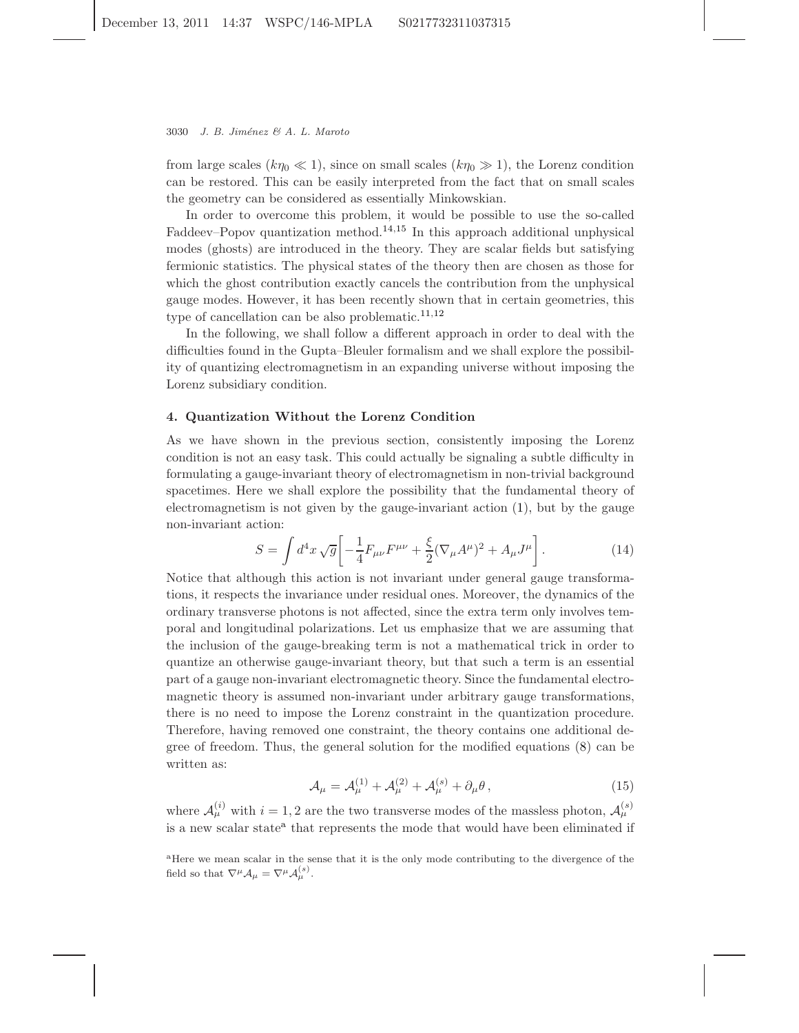from large scales ($k\eta_0 \ll 1$), since on small scales ($k\eta_0 \gg 1$), the Lorenz condition can be restored. This can be easily interpreted from the fact that on small scales the geometry can be considered as essentially Minkowskian.

In order to overcome this problem, it would be possible to use the so-called Faddeev–Popov quantization method.[14,15] In this approach additional unphysical modes (ghosts) are introduced in the theory. They are scalar fields but satisfying fermionic statistics. The physical states of the theory then are chosen as those for which the ghost contribution exactly cancels the contribution from the unphysical gauge modes. However, it has been recently shown that in certain geometries, this type of cancellation can be also problematic.[11,12]

In the following, we shall follow a different approach in order to deal with the difficulties found in the Gupta–Bleuler formalism and we shall explore the possibility of quantizing electromagnetism in an expanding universe without imposing the Lorenz subsidiary condition.

## 4. Quantization Without the Lorenz Condition

As we have shown in the previous section, consistently imposing the Lorenz condition is not an easy task. This could actually be signaling a subtle difficulty in formulating a gauge-invariant theory of electromagnetism in non-trivial background spacetimes. Here we shall explore the possibility that the fundamental theory of electromagnetism is not given by the gauge-invariant action (1), but by the gauge non-invariant action:

$$S = \int d^4x \sqrt{g}\left[-\frac{1}{4}F_{\mu\nu}F^{\mu\nu} + \frac{\xi}{2}(\nabla_\mu A^\mu)^2 + A_\mu J^\mu\right]. \tag{14}$$

Notice that although this action is not invariant under general gauge transformations, it respects the invariance under residual ones. Moreover, the dynamics of the ordinary transverse photons is not affected, since the extra term only involves temporal and longitudinal polarizations. Let us emphasize that we are assuming that the inclusion of the gauge-breaking term is not a mathematical trick in order to quantize an otherwise gauge-invariant theory, but that such a term is an essential part of a gauge non-invariant electromagnetic theory. Since the fundamental electromagnetic theory is assumed non-invariant under arbitrary gauge transformations, there is no need to impose the Lorenz constraint in the quantization procedure. Therefore, having removed one constraint, the theory contains one additional degree of freedom. Thus, the general solution for the modified equations (8) can be written as:

$$\mathcal{A}_\mu = \mathcal{A}_\mu^{(1)} + \mathcal{A}_\mu^{(2)} + \mathcal{A}_\mu^{(s)} + \partial_\mu\theta\,, \tag{15}$$

where $\mathcal{A}_\mu^{(i)}$ with $i = 1, 2$ are the two transverse modes of the massless photon, $\mathcal{A}_\mu^{(s)}$ is a new scalar state[a] that represents the mode that would have been eliminated if

[a] Here we mean scalar in the sense that it is the only mode contributing to the divergence of the field so that $\nabla^\mu \mathcal{A}_\mu = \nabla^\mu \mathcal{A}_\mu^{(s)}$.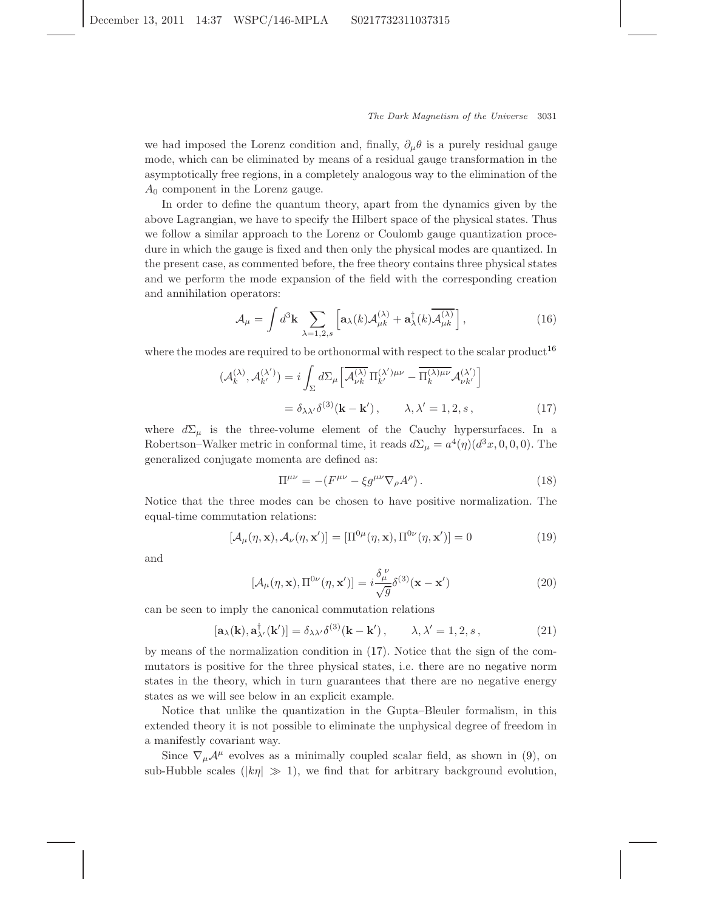we had imposed the Lorenz condition and, finally, $\partial_\mu \theta$ is a purely residual gauge mode, which can be eliminated by means of a residual gauge transformation in the asymptotically free regions, in a completely analogous way to the elimination of the $A_0$ component in the Lorenz gauge.

In order to define the quantum theory, apart from the dynamics given by the above Lagrangian, we have to specify the Hilbert space of the physical states. Thus we follow a similar approach to the Lorenz or Coulomb gauge quantization procedure in which the gauge is fixed and then only the physical modes are quantized. In the present case, as commented before, the free theory contains three physical states and we perform the mode expansion of the field with the corresponding creation and annihilation operators:

$$\mathcal{A}_\mu = \int d^3\mathbf{k} \sum_{\lambda=1,2,s} \left[ \mathbf{a}_\lambda(k) \mathcal{A}_{\mu k}^{(\lambda)} + \mathbf{a}_\lambda^\dagger(k) \overline{\mathcal{A}_{\mu k}^{(\lambda)}} \right], \tag{16}$$

where the modes are required to be orthonormal with respect to the scalar product[16]

$$\begin{aligned}
(\mathcal{A}_k^{(\lambda)}, \mathcal{A}_{k'}^{(\lambda')}) &= i \int_\Sigma d\Sigma_\mu \left[ \overline{\mathcal{A}_{\nu k}^{(\lambda)}}\, \Pi_{k'}^{(\lambda')\mu\nu} - \overline{\Pi_k^{(\lambda)\mu\nu}} \mathcal{A}_{\nu k'}^{(\lambda')} \right] \\
&= \delta_{\lambda\lambda'} \delta^{(3)}(\mathbf{k} - \mathbf{k}') \,, \qquad \lambda, \lambda' = 1, 2, s \,,
\end{aligned} \tag{17}$$

where $d\Sigma_\mu$ is the three-volume element of the Cauchy hypersurfaces. In a Robertson–Walker metric in conformal time, it reads $d\Sigma_\mu = a^4(\eta)(d^3x, 0, 0, 0)$. The generalized conjugate momenta are defined as:

$$\Pi^{\mu\nu} = -(F^{\mu\nu} - \xi g^{\mu\nu} \nabla_\rho A^\rho) \,. \tag{18}$$

Notice that the three modes can be chosen to have positive normalization. The equal-time commutation relations:

$$[\mathcal{A}_\mu(\eta, \mathbf{x}), \mathcal{A}_\nu(\eta, \mathbf{x}')] = [\Pi^{0\mu}(\eta, \mathbf{x}), \Pi^{0\nu}(\eta, \mathbf{x}')] = 0 \tag{19}$$

and

$$[\mathcal{A}_\mu(\eta, \mathbf{x}), \Pi^{0\nu}(\eta, \mathbf{x}')] = i \frac{\delta_\mu^{\ \nu}}{\sqrt{g}} \delta^{(3)}(\mathbf{x} - \mathbf{x}') \tag{20}$$

can be seen to imply the canonical commutation relations

$$[\mathbf{a}_\lambda(\mathbf{k}), \mathbf{a}_{\lambda'}^\dagger(\mathbf{k}')] = \delta_{\lambda\lambda'} \delta^{(3)}(\mathbf{k} - \mathbf{k}') \,, \qquad \lambda, \lambda' = 1, 2, s \,, \tag{21}$$

by means of the normalization condition in (17). Notice that the sign of the commutators is positive for the three physical states, i.e. there are no negative norm states in the theory, which in turn guarantees that there are no negative energy states as we will see below in an explicit example.

Notice that unlike the quantization in the Gupta–Bleuler formalism, in this extended theory it is not possible to eliminate the unphysical degree of freedom in a manifestly covariant way.

Since $\nabla_\mu \mathcal{A}^\mu$ evolves as a minimally coupled scalar field, as shown in (9), on sub-Hubble scales ($|k\eta| \gg 1$), we find that for arbitrary background evolution,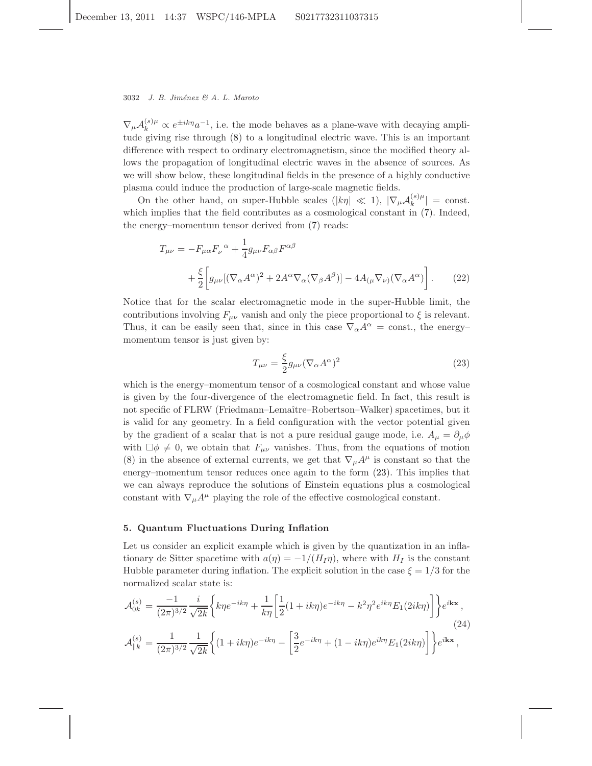$\nabla_\mu \mathcal{A}_k^{(s)\mu} \propto e^{\pm ik\eta}a^{-1}$, i.e. the mode behaves as a plane-wave with decaying amplitude giving rise through (8) to a longitudinal electric wave. This is an important difference with respect to ordinary electromagnetism, since the modified theory allows the propagation of longitudinal electric waves in the absence of sources. As we will show below, these longitudinal fields in the presence of a highly conductive plasma could induce the production of large-scale magnetic fields.

On the other hand, on super-Hubble scales ($|k\eta| \ll 1$), $|\nabla_\mu \mathcal{A}_k^{(s)\mu}| = \text{const.}$ which implies that the field contributes as a cosmological constant in (7). Indeed, the energy–momentum tensor derived from (7) reads:

$$
\begin{aligned}
T_{\mu\nu} = {} & -F_{\mu\alpha}F_\nu{}^\alpha + \frac{1}{4}g_{\mu\nu}F_{\alpha\beta}F^{\alpha\beta} \\
& + \frac{\xi}{2}\left[g_{\mu\nu}[(\nabla_\alpha A^\alpha)^2 + 2A^\alpha \nabla_\alpha(\nabla_\beta A^\beta)] - 4A_{(\mu}\nabla_{\nu)}(\nabla_\alpha A^\alpha)\right]. \qquad (22)
\end{aligned}
$$

Notice that for the scalar electromagnetic mode in the super-Hubble limit, the contributions involving $F_{\mu\nu}$ vanish and only the piece proportional to $\xi$ is relevant. Thus, it can be easily seen that, since in this case $\nabla_\alpha A^\alpha = \text{const.}$, the energy–momentum tensor is just given by:

$$
T_{\mu\nu} = \frac{\xi}{2}g_{\mu\nu}(\nabla_\alpha A^\alpha)^2 \qquad (23)
$$

which is the energy–momentum tensor of a cosmological constant and whose value is given by the four-divergence of the electromagnetic field. In fact, this result is not specific of FLRW (Friedmann–Lemaître–Robertson–Walker) spacetimes, but it is valid for any geometry. In a field configuration with the vector potential given by the gradient of a scalar that is not a pure residual gauge mode, i.e. $A_\mu = \partial_\mu \phi$ with $\Box\phi \neq 0$, we obtain that $F_{\mu\nu}$ vanishes. Thus, from the equations of motion (8) in the absence of external currents, we get that $\nabla_\mu A^\mu$ is constant so that the energy–momentum tensor reduces once again to the form (23). This implies that we can always reproduce the solutions of Einstein equations plus a cosmological constant with $\nabla_\mu A^\mu$ playing the role of the effective cosmological constant.

## 5. Quantum Fluctuations During Inflation

Let us consider an explicit example which is given by the quantization in an inflationary de Sitter spacetime with $a(\eta) = -1/(H_I\eta)$, where with $H_I$ is the constant Hubble parameter during inflation. The explicit solution in the case $\xi = 1/3$ for the normalized scalar state is:

$$
\begin{aligned}
\mathcal{A}_{0k}^{(s)} &= \frac{-1}{(2\pi)^{3/2}}\frac{i}{\sqrt{2k}}\left\{k\eta e^{-ik\eta} + \frac{1}{k\eta}\left[\frac{1}{2}(1+ik\eta)e^{-ik\eta} - k^2\eta^2 e^{ik\eta}E_1(2ik\eta)\right]\right\}e^{i\mathbf{kx}}, \\
& \qquad (24) \\
\mathcal{A}_{\|k}^{(s)} &= \frac{1}{(2\pi)^{3/2}}\frac{1}{\sqrt{2k}}\left\{(1+ik\eta)e^{-ik\eta} - \left[\frac{3}{2}e^{-ik\eta} + (1-ik\eta)e^{ik\eta}E_1(2ik\eta)\right]\right\}e^{i\mathbf{kx}},
\end{aligned}
$$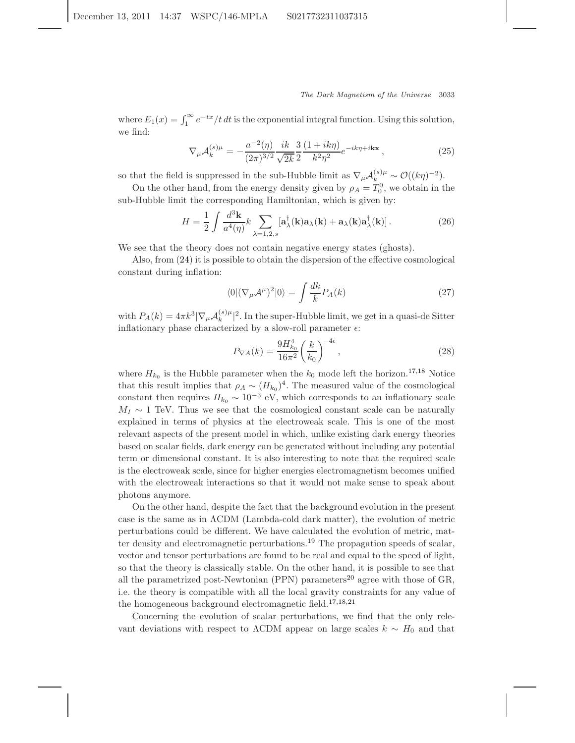where $E_1(x) = \int_1^\infty e^{-tx}/t\,dt$ is the exponential integral function. Using this solution, we find:

$$\nabla_\mu \mathcal{A}_k^{(s)\mu} = -\frac{a^{-2}(\eta)}{(2\pi)^{3/2}} \frac{ik}{\sqrt{2k}} \frac{3}{2} \frac{(1+ik\eta)}{k^2\eta^2} e^{-ik\eta + i\mathbf{k}\mathbf{x}}\,, \tag{25}$$

so that the field is suppressed in the sub-Hubble limit as $\nabla_\mu \mathcal{A}_k^{(s)\mu} \sim \mathcal{O}((k\eta)^{-2})$.

On the other hand, from the energy density given by $\rho_A = T_0^0$, we obtain in the sub-Hubble limit the corresponding Hamiltonian, which is given by:

$$H = \frac{1}{2} \int \frac{d^3\mathbf{k}}{a^4(\eta)} k \sum_{\lambda=1,2,s} [\mathbf{a}_\lambda^\dagger(\mathbf{k})\mathbf{a}_\lambda(\mathbf{k}) + \mathbf{a}_\lambda(\mathbf{k})\mathbf{a}_\lambda^\dagger(\mathbf{k})]\,. \tag{26}$$

We see that the theory does not contain negative energy states (ghosts).

Also, from (24) it is possible to obtain the dispersion of the effective cosmological constant during inflation:

$$\langle 0|(\nabla_\mu \mathcal{A}^\mu)^2|0\rangle = \int \frac{dk}{k} P_A(k) \tag{27}$$

with $P_A(k) = 4\pi k^3 |\nabla_\mu \mathcal{A}_k^{(s)\mu}|^2$. In the super-Hubble limit, we get in a quasi-de Sitter inflationary phase characterized by a slow-roll parameter $\epsilon$:

$$P_{\nabla A}(k) = \frac{9H_{k_0}^4}{16\pi^2}\left(\frac{k}{k_0}\right)^{-4\epsilon}, \tag{28}$$

where $H_{k_0}$ is the Hubble parameter when the $k_0$ mode left the horizon.[17,18] Notice that this result implies that $\rho_A \sim (H_{k_0})^4$. The measured value of the cosmological constant then requires $H_{k_0} \sim 10^{-3}$ eV, which corresponds to an inflationary scale $M_I \sim 1$ TeV. Thus we see that the cosmological constant scale can be naturally explained in terms of physics at the electroweak scale. This is one of the most relevant aspects of the present model in which, unlike existing dark energy theories based on scalar fields, dark energy can be generated without including any potential term or dimensional constant. It is also interesting to note that the required scale is the electroweak scale, since for higher energies electromagnetism becomes unified with the electroweak interactions so that it would not make sense to speak about photons anymore.

On the other hand, despite the fact that the background evolution in the present case is the same as in ΛCDM (Lambda-cold dark matter), the evolution of metric perturbations could be different. We have calculated the evolution of metric, matter density and electromagnetic perturbations.[19] The propagation speeds of scalar, vector and tensor perturbations are found to be real and equal to the speed of light, so that the theory is classically stable. On the other hand, it is possible to see that all the parametrized post-Newtonian (PPN) parameters[20] agree with those of GR, i.e. the theory is compatible with all the local gravity constraints for any value of the homogeneous background electromagnetic field.[17,18,21]

Concerning the evolution of scalar perturbations, we find that the only relevant deviations with respect to ΛCDM appear on large scales $k \sim H_0$ and that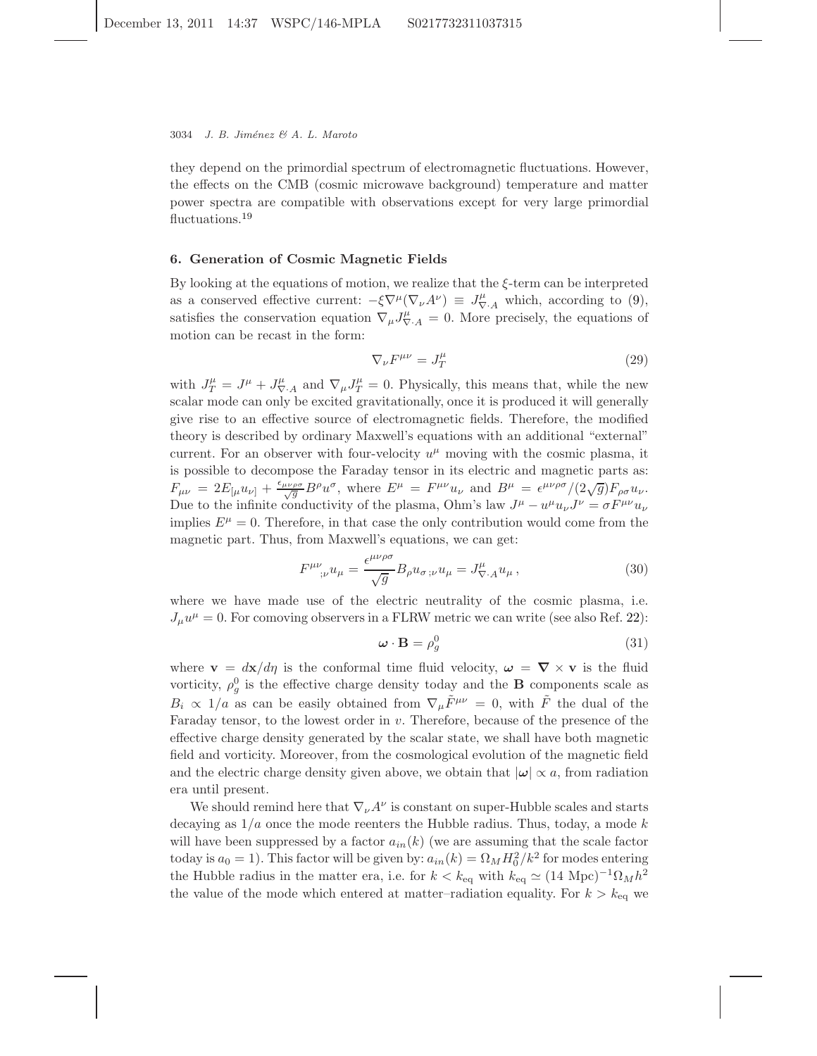they depend on the primordial spectrum of electromagnetic fluctuations. However, the effects on the CMB (cosmic microwave background) temperature and matter power spectra are compatible with observations except for very large primordial fluctuations.[19]

## 6. Generation of Cosmic Magnetic Fields

By looking at the equations of motion, we realize that the $\xi$-term can be interpreted as a conserved effective current: $-\xi\nabla^\mu(\nabla_\nu A^\nu) \equiv J^\mu_{\nabla\cdot A}$ which, according to (9), satisfies the conservation equation $\nabla_\mu J^\mu_{\nabla\cdot A} = 0$. More precisely, the equations of motion can be recast in the form:

$$\nabla_\nu F^{\mu\nu} = J^\mu_T \tag{29}$$

with $J^\mu_T = J^\mu + J^\mu_{\nabla\cdot A}$ and $\nabla_\mu J^\mu_T = 0$. Physically, this means that, while the new scalar mode can only be excited gravitationally, once it is produced it will generally give rise to an effective source of electromagnetic fields. Therefore, the modified theory is described by ordinary Maxwell's equations with an additional "external" current. For an observer with four-velocity $u^\mu$ moving with the cosmic plasma, it is possible to decompose the Faraday tensor in its electric and magnetic parts as: $F_{\mu\nu} = 2E_{[\mu}u_{\nu]} + \frac{\epsilon_{\mu\nu\rho\sigma}}{\sqrt{g}}B^\rho u^\sigma$, where $E^\mu = F^{\mu\nu}u_\nu$ and $B^\mu = \epsilon^{\mu\nu\rho\sigma}/(2\sqrt{g})F_{\rho\sigma}u_\nu$. Due to the infinite conductivity of the plasma, Ohm's law $J^\mu - u^\mu u_\nu J^\nu = \sigma F^{\mu\nu}u_\nu$ implies $E^\mu = 0$. Therefore, in that case the only contribution would come from the magnetic part. Thus, from Maxwell's equations, we can get:

$$F^{\mu\nu}{}_{;\nu}u_\mu = \frac{\epsilon^{\mu\nu\rho\sigma}}{\sqrt{g}}B_\rho u_{\sigma;\nu}u_\mu = J^\mu_{\nabla\cdot A}u_\mu\,, \tag{30}$$

where we have made use of the electric neutrality of the cosmic plasma, i.e. $J_\mu u^\mu = 0$. For comoving observers in a FLRW metric we can write (see also Ref. 22):

$$\boldsymbol{\omega}\cdot\mathbf{B} = \rho^0_g \tag{31}$$

where $\mathbf{v} = d\mathbf{x}/d\eta$ is the conformal time fluid velocity, $\boldsymbol{\omega} = \boldsymbol{\nabla}\times\mathbf{v}$ is the fluid vorticity, $\rho^0_g$ is the effective charge density today and the $\mathbf{B}$ components scale as $B_i \propto 1/a$ as can be easily obtained from $\nabla_\mu\tilde{F}^{\mu\nu} = 0$, with $\tilde{F}$ the dual of the Faraday tensor, to the lowest order in $v$. Therefore, because of the presence of the effective charge density generated by the scalar state, we shall have both magnetic field and vorticity. Moreover, from the cosmological evolution of the magnetic field and the electric charge density given above, we obtain that $|\boldsymbol{\omega}| \propto a$, from radiation era until present.

We should remind here that $\nabla_\nu A^\nu$ is constant on super-Hubble scales and starts decaying as $1/a$ once the mode reenters the Hubble radius. Thus, today, a mode $k$ will have been suppressed by a factor $a_{in}(k)$ (we are assuming that the scale factor today is $a_0 = 1$). This factor will be given by: $a_{in}(k) = \Omega_M H_0^2/k^2$ for modes entering the Hubble radius in the matter era, i.e. for $k < k_{\rm eq}$ with $k_{\rm eq} \simeq (14\text{ Mpc})^{-1}\Omega_M h^2$ the value of the mode which entered at matter–radiation equality. For $k > k_{\rm eq}$ we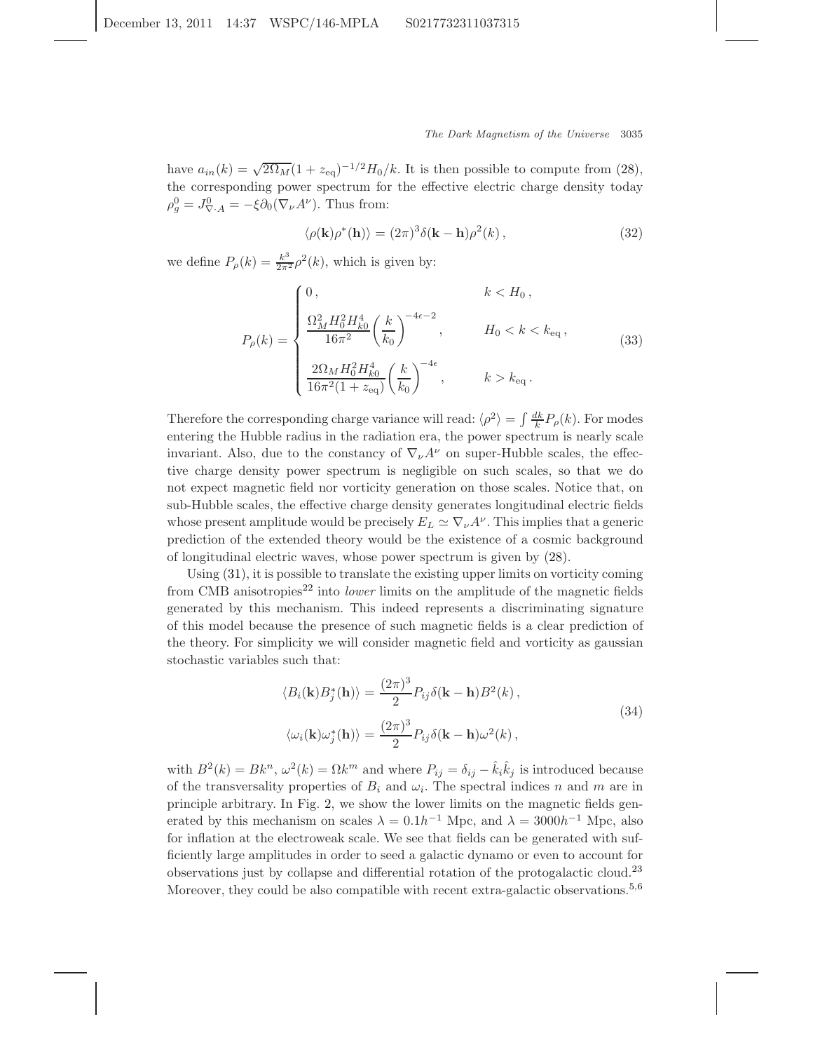have $a_{in}(k) = \sqrt{2\Omega_M}(1+z_{\rm eq})^{-1/2}H_0/k$. It is then possible to compute from (28), the corresponding power spectrum for the effective electric charge density today $\rho_g^0 = J^0_{\nabla\cdot A} = -\xi\partial_0(\nabla_\nu A^\nu)$. Thus from:

$$\langle \rho(\mathbf{k})\rho^*(\mathbf{h})\rangle = (2\pi)^3\delta(\mathbf{k}-\mathbf{h})\rho^2(k)\,, \tag{32}$$

we define $P_\rho(k) = \frac{k^3}{2\pi^2}\rho^2(k)$, which is given by:

$$P_\rho(k) = \begin{cases} 0\,, & k < H_0\,, \\ \dfrac{\Omega_M^2 H_0^2 H_{k0}^4}{16\pi^2}\left(\dfrac{k}{k_0}\right)^{-4\epsilon-2}, & H_0 < k < k_{\rm eq}\,, \\ \dfrac{2\Omega_M H_0^2 H_{k0}^4}{16\pi^2(1+z_{\rm eq})}\left(\dfrac{k}{k_0}\right)^{-4\epsilon}, & k > k_{\rm eq}\,. \end{cases} \tag{33}$$

Therefore the corresponding charge variance will read: $\langle\rho^2\rangle = \int \frac{dk}{k}P_\rho(k)$. For modes entering the Hubble radius in the radiation era, the power spectrum is nearly scale invariant. Also, due to the constancy of $\nabla_\nu A^\nu$ on super-Hubble scales, the effective charge density power spectrum is negligible on such scales, so that we do not expect magnetic field nor vorticity generation on those scales. Notice that, on sub-Hubble scales, the effective charge density generates longitudinal electric fields whose present amplitude would be precisely $E_L \simeq \nabla_\nu A^\nu$. This implies that a generic prediction of the extended theory would be the existence of a cosmic background of longitudinal electric waves, whose power spectrum is given by (28).

Using (31), it is possible to translate the existing upper limits on vorticity coming from CMB anisotropies[22] into *lower* limits on the amplitude of the magnetic fields generated by this mechanism. This indeed represents a discriminating signature of this model because the presence of such magnetic fields is a clear prediction of the theory. For simplicity we will consider magnetic field and vorticity as gaussian stochastic variables such that:

$$\begin{aligned} \langle B_i(\mathbf{k})B_j^*(\mathbf{h})\rangle &= \frac{(2\pi)^3}{2}P_{ij}\delta(\mathbf{k}-\mathbf{h})B^2(k)\,, \\ \langle \omega_i(\mathbf{k})\omega_j^*(\mathbf{h})\rangle &= \frac{(2\pi)^3}{2}P_{ij}\delta(\mathbf{k}-\mathbf{h})\omega^2(k)\,, \end{aligned} \tag{34}$$

with $B^2(k) = Bk^n$, $\omega^2(k) = \Omega k^m$ and where $P_{ij} = \delta_{ij} - \hat{k}_i\hat{k}_j$ is introduced because of the transversality properties of $B_i$ and $\omega_i$. The spectral indices $n$ and $m$ are in principle arbitrary. In Fig. 2, we show the lower limits on the magnetic fields generated by this mechanism on scales $\lambda = 0.1h^{-1}$ Mpc, and $\lambda = 3000h^{-1}$ Mpc, also for inflation at the electroweak scale. We see that fields can be generated with sufficiently large amplitudes in order to seed a galactic dynamo or even to account for observations just by collapse and differential rotation of the protogalactic cloud.[23] Moreover, they could be also compatible with recent extra-galactic observations.[5,6]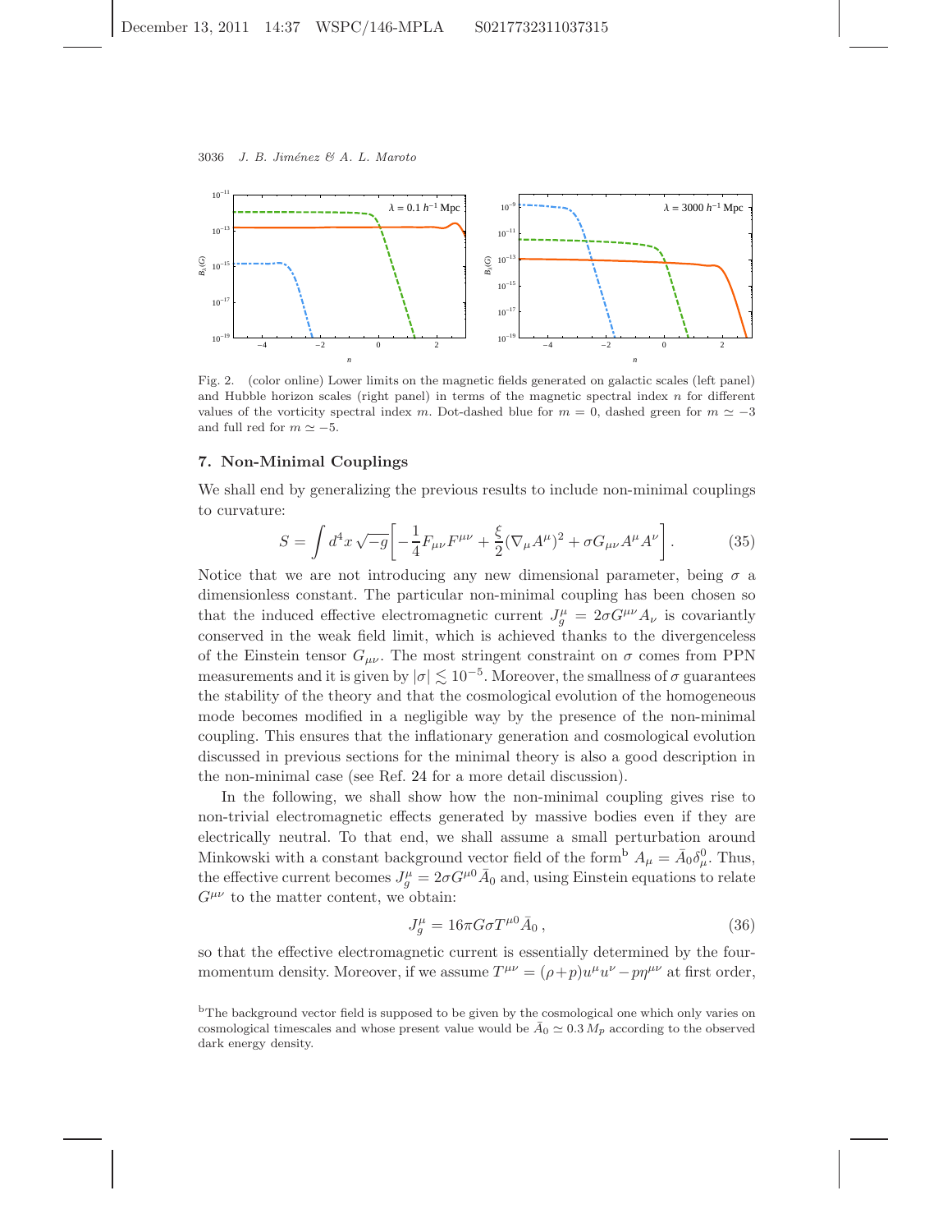Fig. 2. (color online) Lower limits on the magnetic fields generated on galactic scales (left panel) and Hubble horizon scales (right panel) in terms of the magnetic spectral index $n$ for different values of the vorticity spectral index $m$. Dot-dashed blue for $m = 0$, dashed green for $m \simeq -3$ and full red for $m \simeq -5$.

## 7. Non-Minimal Couplings

We shall end by generalizing the previous results to include non-minimal couplings to curvature:

$$S = \int d^4x \sqrt{-g}\left[-\frac{1}{4}F_{\mu\nu}F^{\mu\nu} + \frac{\xi}{2}(\nabla_\mu A^\mu)^2 + \sigma G_{\mu\nu}A^\mu A^\nu\right]. \tag{35}$$

Notice that we are not introducing any new dimensional parameter, being $\sigma$ a dimensionless constant. The particular non-minimal coupling has been chosen so that the induced effective electromagnetic current $J_g^\mu = 2\sigma G^{\mu\nu}A_\nu$ is covariantly conserved in the weak field limit, which is achieved thanks to the divergenceless of the Einstein tensor $G_{\mu\nu}$. The most stringent constraint on $\sigma$ comes from PPN measurements and it is given by $|\sigma| \lesssim 10^{-5}$. Moreover, the smallness of $\sigma$ guarantees the stability of the theory and that the cosmological evolution of the homogeneous mode becomes modified in a negligible way by the presence of the non-minimal coupling. This ensures that the inflationary generation and cosmological evolution discussed in previous sections for the minimal theory is also a good description in the non-minimal case (see Ref. 24 for a more detail discussion).

In the following, we shall show how the non-minimal coupling gives rise to non-trivial electromagnetic effects generated by massive bodies even if they are electrically neutral. To that end, we shall assume a small perturbation around Minkowski with a constant background vector field of the form[b] $A_\mu = \bar{A}_0\delta^0_\mu$. Thus, the effective current becomes $J_g^\mu = 2\sigma G^{\mu 0}\bar{A}_0$ and, using Einstein equations to relate $G^{\mu\nu}$ to the matter content, we obtain:

$$J_g^\mu = 16\pi G\sigma T^{\mu 0}\bar{A}_0\,, \tag{36}$$

so that the effective electromagnetic current is essentially determined by the four-momentum density. Moreover, if we assume $T^{\mu\nu} = (\rho+p)u^\mu u^\nu - p\eta^{\mu\nu}$ at first order,

[b] The background vector field is supposed to be given by the cosmological one which only varies on cosmological timescales and whose present value would be $\bar{A}_0 \simeq 0.3\,M_p$ according to the observed dark energy density.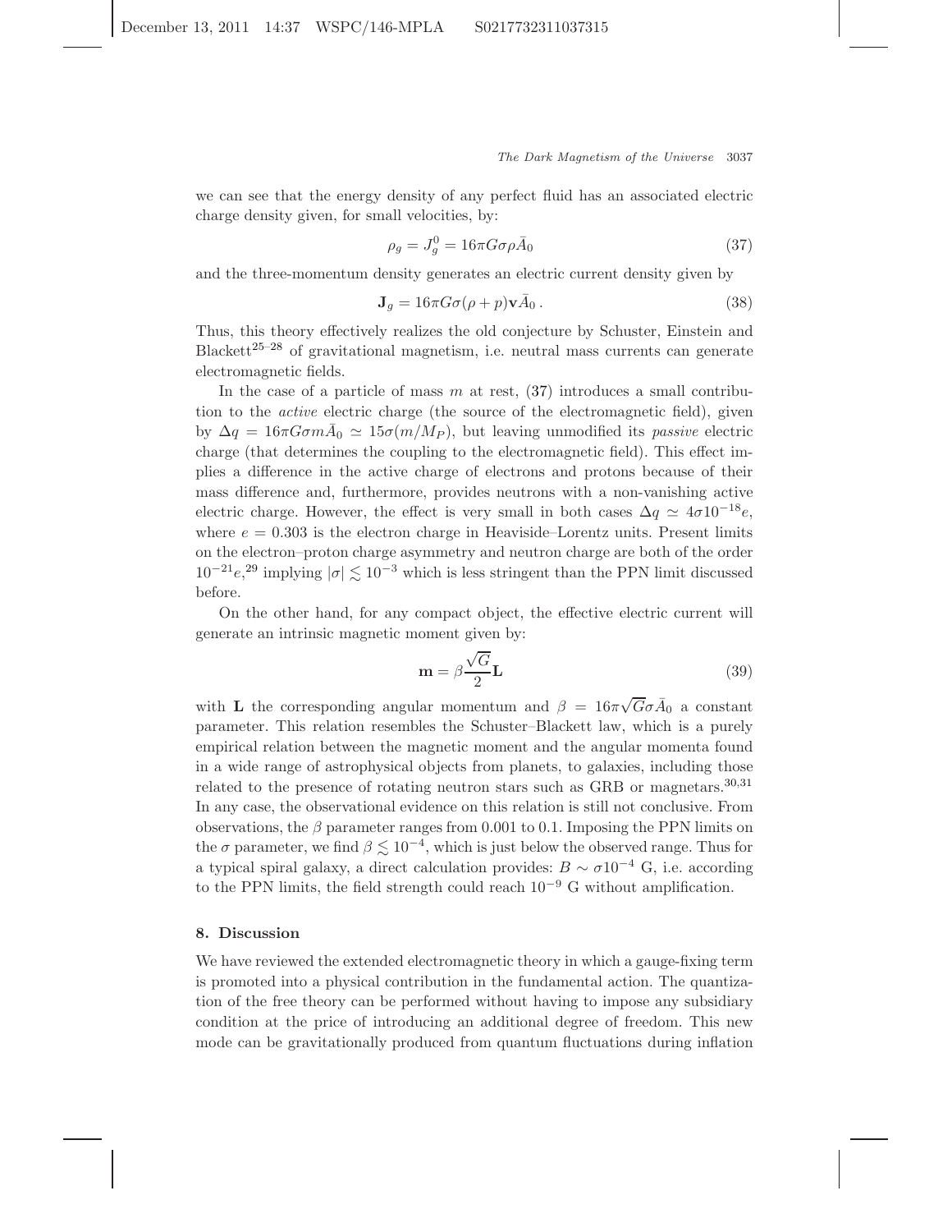we can see that the energy density of any perfect fluid has an associated electric charge density given, for small velocities, by:

$$\rho_g = J_g^0 = 16\pi G\sigma\rho\bar{A}_0 \tag{37}$$

and the three-momentum density generates an electric current density given by

$$\mathbf{J}_g = 16\pi G\sigma(\rho + p)\mathbf{v}\bar{A}_0 \,. \tag{38}$$

Thus, this theory effectively realizes the old conjecture by Schuster, Einstein and Blackett[25–28] of gravitational magnetism, i.e. neutral mass currents can generate electromagnetic fields.

In the case of a particle of mass $m$ at rest, (37) introduces a small contribution to the *active* electric charge (the source of the electromagnetic field), given by $\Delta q = 16\pi G\sigma m\bar{A}_0 \simeq 15\sigma(m/M_P)$, but leaving unmodified its *passive* electric charge (that determines the coupling to the electromagnetic field). This effect implies a difference in the active charge of electrons and protons because of their mass difference and, furthermore, provides neutrons with a non-vanishing active electric charge. However, the effect is very small in both cases $\Delta q \simeq 4\sigma 10^{-18}e$, where $e = 0.303$ is the electron charge in Heaviside–Lorentz units. Present limits on the electron–proton charge asymmetry and neutron charge are both of the order $10^{-21}e$,[29] implying $|\sigma| \lesssim 10^{-3}$ which is less stringent than the PPN limit discussed before.

On the other hand, for any compact object, the effective electric current will generate an intrinsic magnetic moment given by:

$$\mathbf{m} = \beta\frac{\sqrt{G}}{2}\mathbf{L} \tag{39}$$

with $\mathbf{L}$ the corresponding angular momentum and $\beta = 16\pi\sqrt{G}\sigma\bar{A}_0$ a constant parameter. This relation resembles the Schuster–Blackett law, which is a purely empirical relation between the magnetic moment and the angular momenta found in a wide range of astrophysical objects from planets, to galaxies, including those related to the presence of rotating neutron stars such as GRB or magnetars.[30,31] In any case, the observational evidence on this relation is still not conclusive. From observations, the $\beta$ parameter ranges from 0.001 to 0.1. Imposing the PPN limits on the $\sigma$ parameter, we find $\beta \lesssim 10^{-4}$, which is just below the observed range. Thus for a typical spiral galaxy, a direct calculation provides: $B \sim \sigma 10^{-4}$ G, i.e. according to the PPN limits, the field strength could reach $10^{-9}$ G without amplification.

## 8. Discussion

We have reviewed the extended electromagnetic theory in which a gauge-fixing term is promoted into a physical contribution in the fundamental action. The quantization of the free theory can be performed without having to impose any subsidiary condition at the price of introducing an additional degree of freedom. This new mode can be gravitationally produced from quantum fluctuations during inflation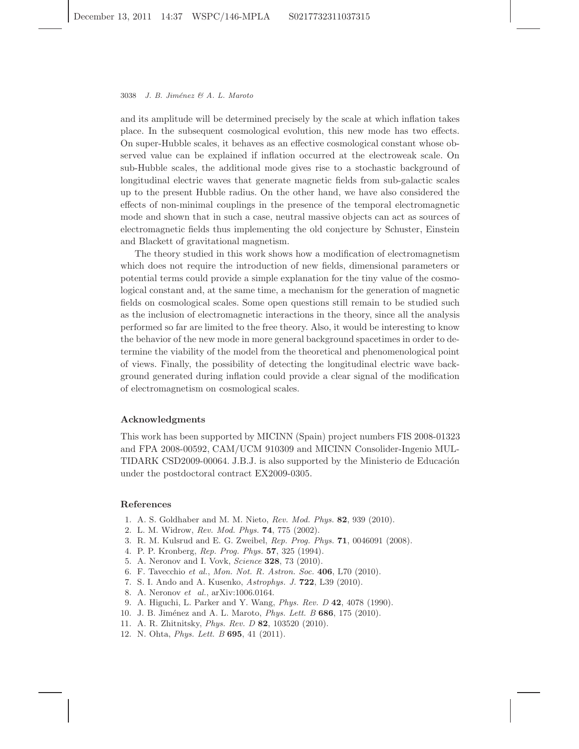and its amplitude will be determined precisely by the scale at which inflation takes place. In the subsequent cosmological evolution, this new mode has two effects. On super-Hubble scales, it behaves as an effective cosmological constant whose observed value can be explained if inflation occurred at the electroweak scale. On sub-Hubble scales, the additional mode gives rise to a stochastic background of longitudinal electric waves that generate magnetic fields from sub-galactic scales up to the present Hubble radius. On the other hand, we have also considered the effects of non-minimal couplings in the presence of the temporal electromagnetic mode and shown that in such a case, neutral massive objects can act as sources of electromagnetic fields thus implementing the old conjecture by Schuster, Einstein and Blackett of gravitational magnetism.

The theory studied in this work shows how a modification of electromagnetism which does not require the introduction of new fields, dimensional parameters or potential terms could provide a simple explanation for the tiny value of the cosmological constant and, at the same time, a mechanism for the generation of magnetic fields on cosmological scales. Some open questions still remain to be studied such as the inclusion of electromagnetic interactions in the theory, since all the analysis performed so far are limited to the free theory. Also, it would be interesting to know the behavior of the new mode in more general background spacetimes in order to determine the viability of the model from the theoretical and phenomenological point of views. Finally, the possibility of detecting the longitudinal electric wave background generated during inflation could provide a clear signal of the modification of electromagnetism on cosmological scales.

### Acknowledgments

This work has been supported by MICINN (Spain) project numbers FIS 2008-01323 and FPA 2008-00592, CAM/UCM 910309 and MICINN Consolider-Ingenio MULTIDARK CSD2009-00064. J.B.J. is also supported by the Ministerio de Educación under the postdoctoral contract EX2009-0305.

### References

1. A. S. Goldhaber and M. M. Nieto, *Rev. Mod. Phys.* **82**, 939 (2010).
2. L. M. Widrow, *Rev. Mod. Phys.* **74**, 775 (2002).
3. R. M. Kulsrud and E. G. Zweibel, *Rep. Prog. Phys.* **71**, 0046091 (2008).
4. P. P. Kronberg, *Rep. Prog. Phys.* **57**, 325 (1994).
5. A. Neronov and I. Vovk, *Science* **328**, 73 (2010).
6. F. Tavecchio *et al.*, *Mon. Not. R. Astron. Soc.* **406**, L70 (2010).
7. S. I. Ando and A. Kusenko, *Astrophys. J.* **722**, L39 (2010).
8. A. Neronov *et al.*, arXiv:1006.0164.
9. A. Higuchi, L. Parker and Y. Wang, *Phys. Rev. D* **42**, 4078 (1990).
10. J. B. Jiménez and A. L. Maroto, *Phys. Lett. B* **686**, 175 (2010).
11. A. R. Zhitnitsky, *Phys. Rev. D* **82**, 103520 (2010).
12. N. Ohta, *Phys. Lett. B* **695**, 41 (2011).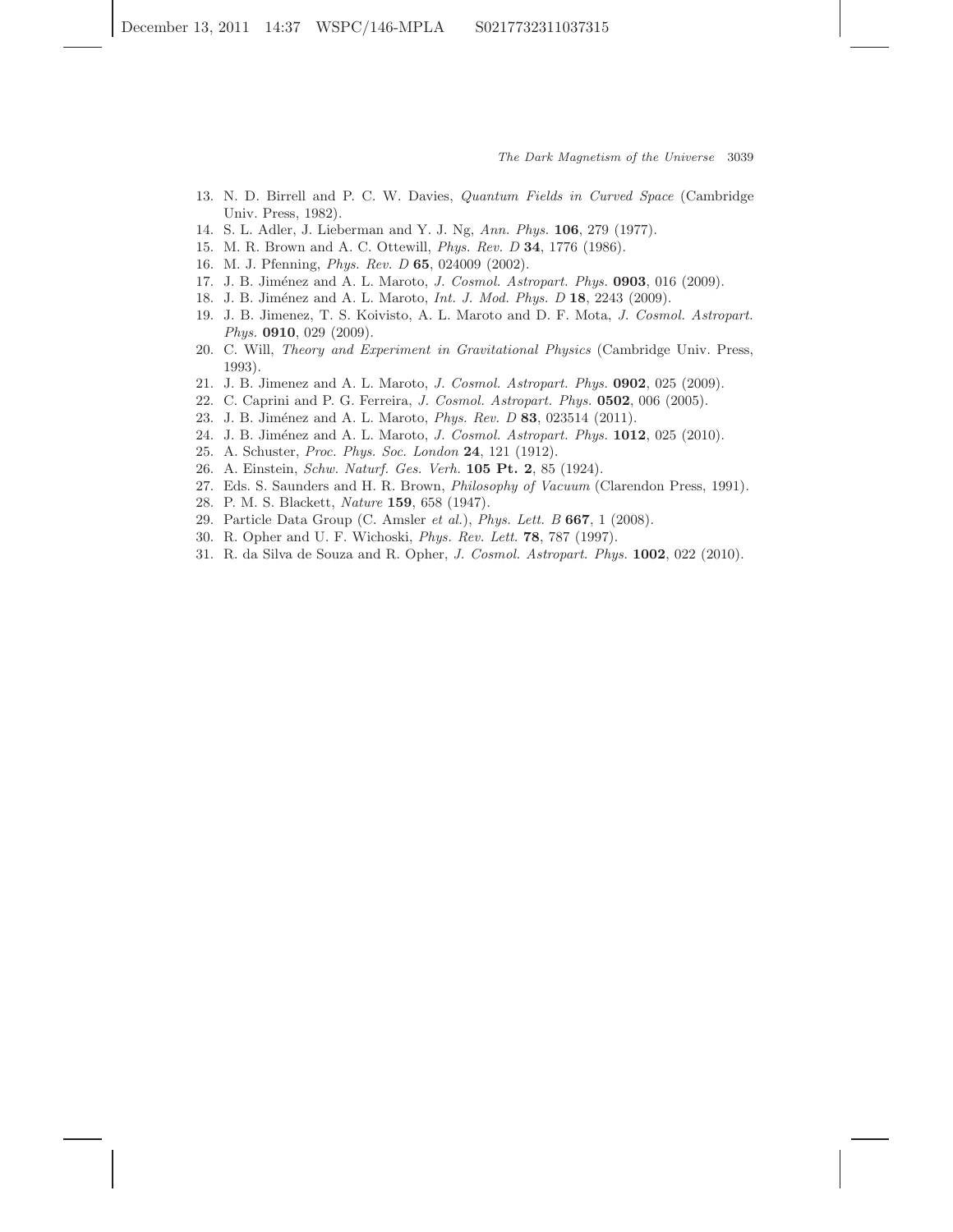13. N. D. Birrell and P. C. W. Davies, *Quantum Fields in Curved Space* (Cambridge Univ. Press, 1982).
14. S. L. Adler, J. Lieberman and Y. J. Ng, *Ann. Phys.* **106**, 279 (1977).
15. M. R. Brown and A. C. Ottewill, *Phys. Rev. D* **34**, 1776 (1986).
16. M. J. Pfenning, *Phys. Rev. D* **65**, 024009 (2002).
17. J. B. Jiménez and A. L. Maroto, *J. Cosmol. Astropart. Phys.* **0903**, 016 (2009).
18. J. B. Jiménez and A. L. Maroto, *Int. J. Mod. Phys. D* **18**, 2243 (2009).
19. J. B. Jimenez, T. S. Koivisto, A. L. Maroto and D. F. Mota, *J. Cosmol. Astropart. Phys.* **0910**, 029 (2009).
20. C. Will, *Theory and Experiment in Gravitational Physics* (Cambridge Univ. Press, 1993).
21. J. B. Jimenez and A. L. Maroto, *J. Cosmol. Astropart. Phys.* **0902**, 025 (2009).
22. C. Caprini and P. G. Ferreira, *J. Cosmol. Astropart. Phys.* **0502**, 006 (2005).
23. J. B. Jiménez and A. L. Maroto, *Phys. Rev. D* **83**, 023514 (2011).
24. J. B. Jiménez and A. L. Maroto, *J. Cosmol. Astropart. Phys.* **1012**, 025 (2010).
25. A. Schuster, *Proc. Phys. Soc. London* **24**, 121 (1912).
26. A. Einstein, *Schw. Naturf. Ges. Verh.* **105 Pt. 2**, 85 (1924).
27. Eds. S. Saunders and H. R. Brown, *Philosophy of Vacuum* (Clarendon Press, 1991).
28. P. M. S. Blackett, *Nature* **159**, 658 (1947).
29. Particle Data Group (C. Amsler *et al.*), *Phys. Lett. B* **667**, 1 (2008).
30. R. Opher and U. F. Wichoski, *Phys. Rev. Lett.* **78**, 787 (1997).
31. R. da Silva de Souza and R. Opher, *J. Cosmol. Astropart. Phys.* **1002**, 022 (2010).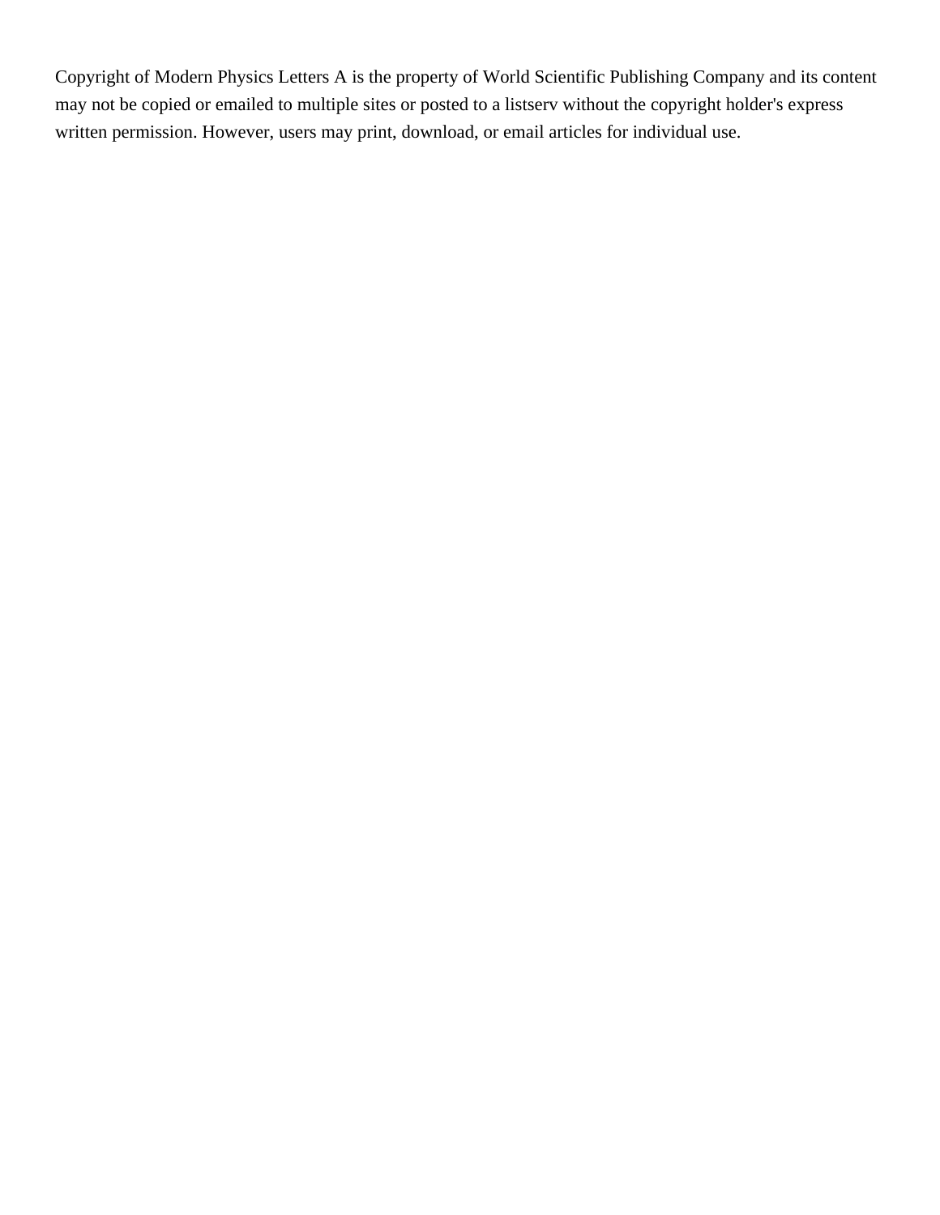Copyright of Modern Physics Letters A is the property of World Scientific Publishing Company and its content may not be copied or emailed to multiple sites or posted to a listserv without the copyright holder's express written permission. However, users may print, download, or email articles for individual use.